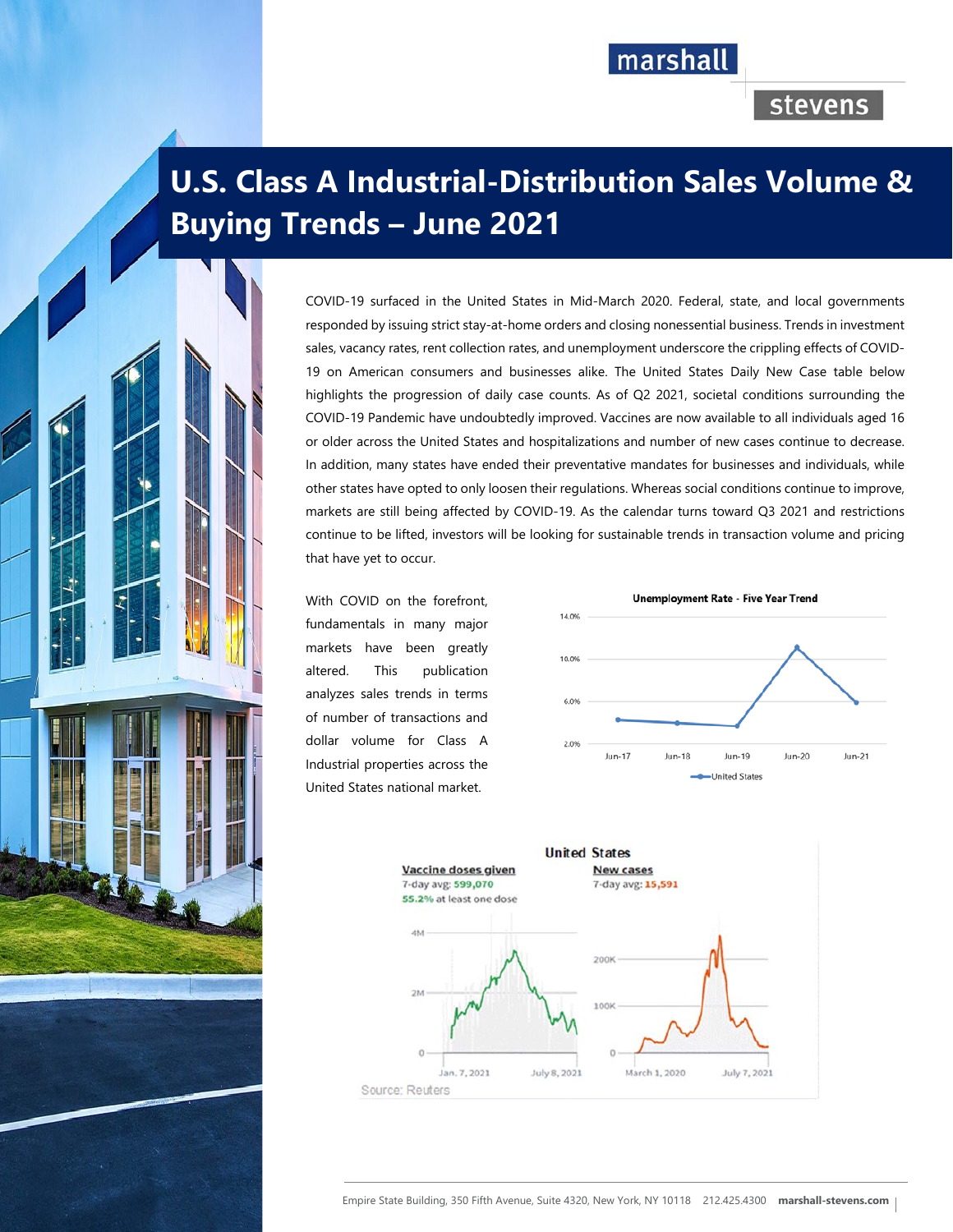# U.S. Class A Industrial-Distribution Sales Volume & Buying Trends – June 2021

COVID-19 surfaced in the United States in Mid-March 2020. Federal, state, and local governments responded by issuing strict stay-at-home orders and closing nonessential business. Trends in investment sales, vacancy rates, rent collection rates, and unemployment underscore the crippling effects of COVID-19 on American consumers and businesses alike. The United States Daily New Case table below highlights the progression of daily case counts. As of Q2 2021, societal conditions surrounding the COVID-19 Pandemic have undoubtedly improved. Vaccines are now available to all individuals aged 16 or older across the United States and hospitalizations and number of new cases continue to decrease. In addition, many states have ended their preventative mandates for businesses and individuals, while other states have opted to only loosen their regulations. Whereas social conditions continue to improve, markets are still being affected by COVID-19. As the calendar turns toward Q3 2021 and restrictions continue to be lifted, investors will be looking for sustainable trends in transaction volume and pricing that have yet to occur.

With COVID on the forefront, fundamentals in many major markets have been greatly altered. This publication analyzes sales trends in terms of number of transactions and dollar volume for Class A Industrial properties across the United States national market.

**Unemployment Rate - Five Year Trend**

United States

**United States**

Vaccine doses given — 7-day avg: 599,070 — 55.2% at least one dose

New cases — 7-day avg: 15,591

Source: Reuters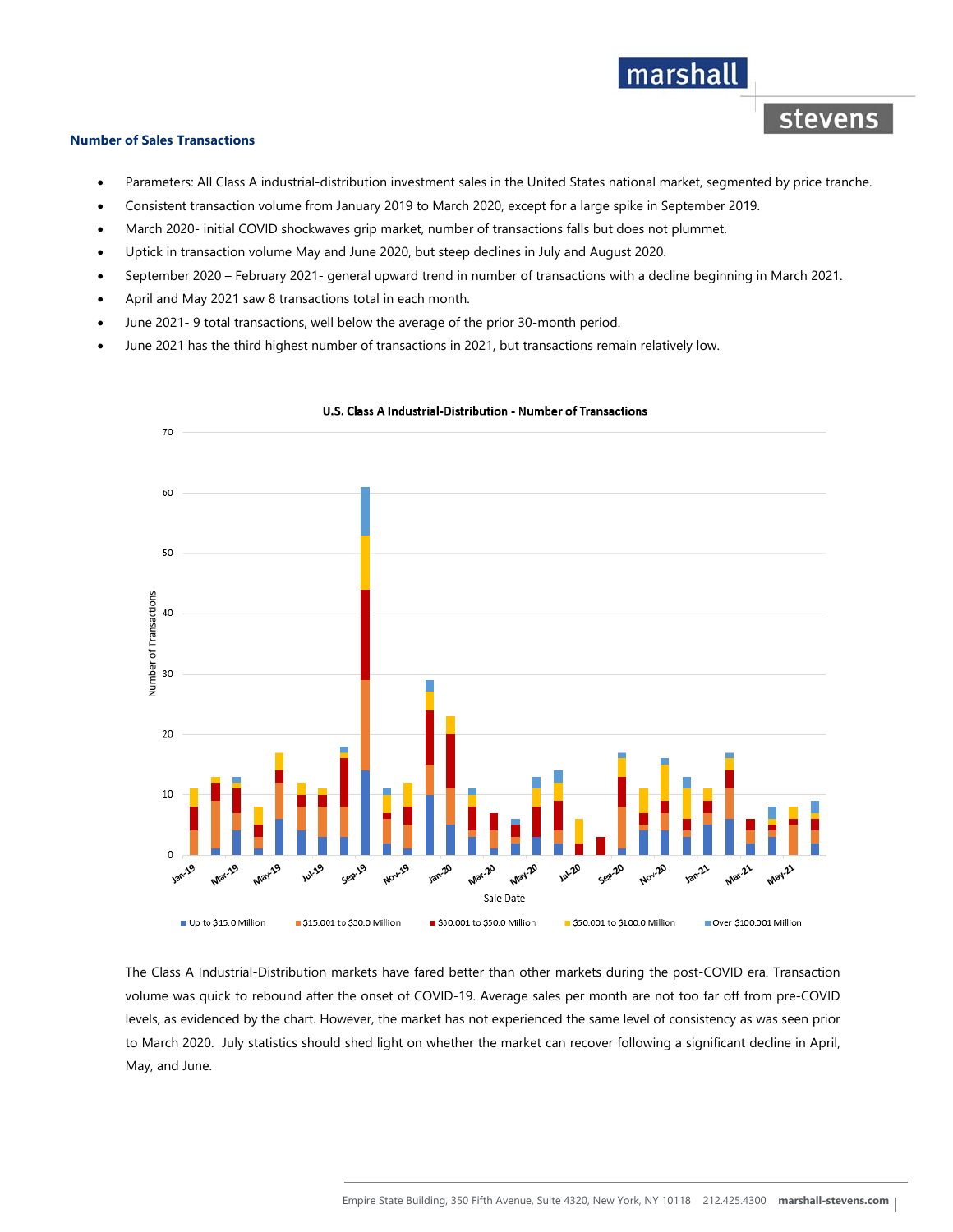## Number of Sales Transactions

- Parameters: All Class A industrial-distribution investment sales in the United States national market, segmented by price tranche.
- Consistent transaction volume from January 2019 to March 2020, except for a large spike in September 2019.
- March 2020- initial COVID shockwaves grip market, number of transactions falls but does not plummet.
- Uptick in transaction volume May and June 2020, but steep declines in July and August 2020.
- September 2020 – February 2021- general upward trend in number of transactions with a decline beginning in March 2021.
- April and May 2021 saw 8 transactions total in each month.
- June 2021- 9 total transactions, well below the average of the prior 30-month period.
- June 2021 has the third highest number of transactions in 2021, but transactions remain relatively low.

U.S. Class A Industrial-Distribution - Number of Transactions

The Class A Industrial-Distribution markets have fared better than other markets during the post-COVID era. Transaction volume was quick to rebound after the onset of COVID-19. Average sales per month are not too far off from pre-COVID levels, as evidenced by the chart. However, the market has not experienced the same level of consistency as was seen prior to March 2020. July statistics should shed light on whether the market can recover following a significant decline in April, May, and June.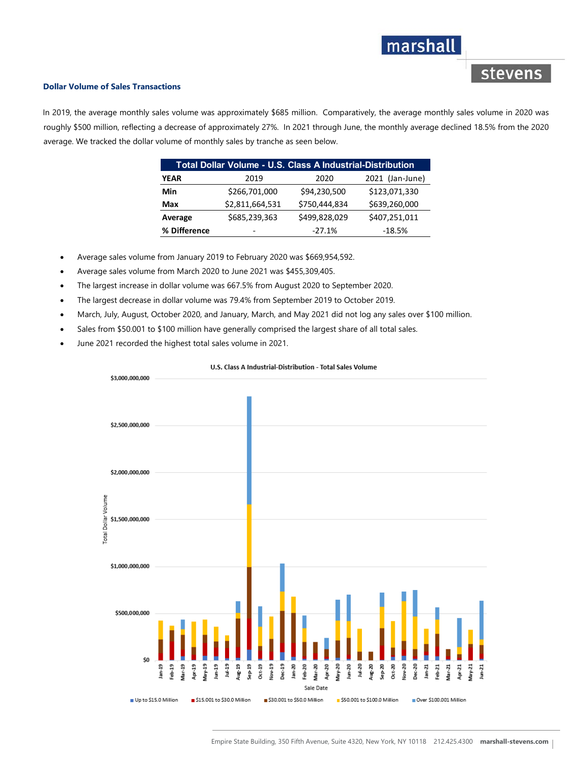### Dollar Volume of Sales Transactions

In 2019, the average monthly sales volume was approximately $685 million. Comparatively, the average monthly sales volume in 2020 was roughly $500 million, reflecting a decrease of approximately 27%. In 2021 through June, the monthly average declined 18.5% from the 2020 average. We tracked the dollar volume of monthly sales by tranche as seen below.

| Total Dollar Volume - U.S. Class A Industrial-Distribution | | | |
|---|---|---|---|
| **YEAR** | 2019 | 2020 | 2021 (Jan-June) |
| **Min** | $266,701,000 | $94,230,500 | $123,071,330 |
| **Max** | $2,811,664,531 | $750,444,834 | $639,260,000 |
| **Average** | $685,239,363 | $499,828,029 | $407,251,011 |
| **% Difference** | - | -27.1% | -18.5% |

- Average sales volume from January 2019 to February 2020 was $669,954,592.
- Average sales volume from March 2020 to June 2021 was $455,309,405.
- The largest increase in dollar volume was 667.5% from August 2020 to September 2020.
- The largest decrease in dollar volume was 79.4% from September 2019 to October 2019.
- March, July, August, October 2020, and January, March, and May 2021 did not log any sales over $100 million.
- Sales from $50.001 to $100 million have generally comprised the largest share of all total sales.
- June 2021 recorded the highest total sales volume in 2021.

U.S. Class A Industrial-Distribution - Total Sales Volume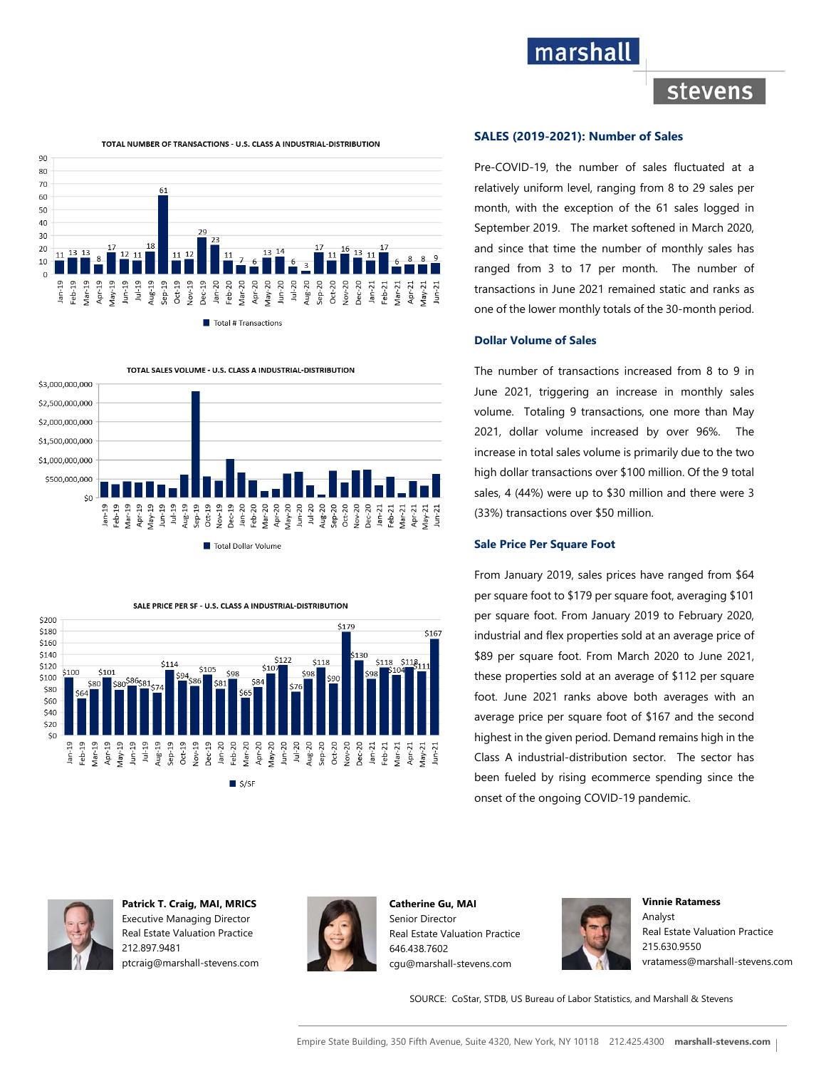## SALES (2019-2021): Number of Sales

Pre-COVID-19, the number of sales fluctuated at a relatively uniform level, ranging from 8 to 29 sales per month, with the exception of the 61 sales logged in September 2019. The market softened in March 2020, and since that time the number of monthly sales has ranged from 3 to 17 per month. The number of transactions in June 2021 remained static and ranks as one of the lower monthly totals of the 30-month period.

TOTAL NUMBER OF TRANSACTIONS - U.S. CLASS A INDUSTRIAL-DISTRIBUTION

0 10 20 30 40 50 60 70 80 90

11 13 13 8 17 12 11 18 61 11 12 29 23 11 7 6 13 14 6 3 17 11 16 13 11 17 6 8 8 9

Jan-19 Feb-19 Mar-19 Apr-19 May-19 Jun-19 Jul-19 Aug-19 Sep-19 Oct-19 Nov-19 Dec-19 Jan-20 Feb-20 Mar-20 Apr-20 May-20 Jun-20 Jul-20 Aug-20 Sep-20 Oct-20 Nov-20 Dec-20 Jan-21 Feb-21 Mar-21 Apr-21 May-21 Jun-21

Total # Transactions

### Dollar Volume of Sales

The number of transactions increased from 8 to 9 in June 2021, triggering an increase in monthly sales volume. Totaling 9 transactions, one more than May 2021, dollar volume increased by over 96%. The increase in total sales volume is primarily due to the two high dollar transactions over $100 million. Of the 9 total sales, 4 (44%) were up to $30 million and there were 3 (33%) transactions over $50 million.

TOTAL SALES VOLUME - U.S. CLASS A INDUSTRIAL-DISTRIBUTION

$0 $500,000,000 $1,000,000,000 $1,500,000,000 $2,000,000,000 $2,500,000,000 $3,000,000,000

Jan-19 Feb-19 Mar-19 Apr-19 May-19 Jun-19 Jul-19 Aug-19 Sep-19 Oct-19 Nov-19 Dec-19 Jan-20 Feb-20 Mar-20 Apr-20 May-20 Jun-20 Jul-20 Aug-20 Sep-20 Oct-20 Nov-20 Dec-20 Jan-21 Feb-21 Mar-21 Apr-21 May-21 Jun-21

Total Dollar Volume

### Sale Price Per Square Foot

From January 2019, sales prices have ranged from $64 per square foot to $179 per square foot, averaging $101 per square foot. From January 2019 to February 2020, industrial and flex properties sold at an average price of $89 per square foot. From March 2020 to June 2021, these properties sold at an average of $112 per square foot. June 2021 ranks above both averages with an average price per square foot of $167 and the second highest in the given period. Demand remains high in the Class A industrial-distribution sector. The sector has been fueled by rising ecommerce spending since the onset of the ongoing COVID-19 pandemic.

SALE PRICE PER SF - U.S. CLASS A INDUSTRIAL-DISTRIBUTION

$0 $20 $40 $60 $80 $100 $120 $140 $160 $180 $200

$100 $64 $80 $101 $80 $86 $81 $74 $114 $94 $86 $105 $81 $98 $65 $84 $107 $122 $76 $98 $118 $90 $179 $130 $98 $118 $104 $118 $111 $167

Jan-19 Feb-19 Mar-19 Apr-19 May-19 Jun-19 Jul-19 Aug-19 Sep-19 Oct-19 Nov-19 Dec-19 Jan-20 Feb-20 Mar-20 Apr-20 May-20 Jun-20 Jul-20 Aug-20 Sep-20 Oct-20 Nov-20 Dec-20 Jan-21 Feb-21 Mar-21 Apr-21 May-21 Jun-21

$/SF

**Patrick T. Craig, MAI, MRICS**
Executive Managing Director
Real Estate Valuation Practice
212.897.9481
ptcraig@marshall-stevens.com

**Catherine Gu, MAI**
Senior Director
Real Estate Valuation Practice
646.438.7602
cgu@marshall-stevens.com

**Vinnie Ratamess**
Analyst
Real Estate Valuation Practice
215.630.9550
vratamess@marshall-stevens.com

SOURCE: CoStar, STDB, US Bureau of Labor Statistics, and Marshall & Stevens